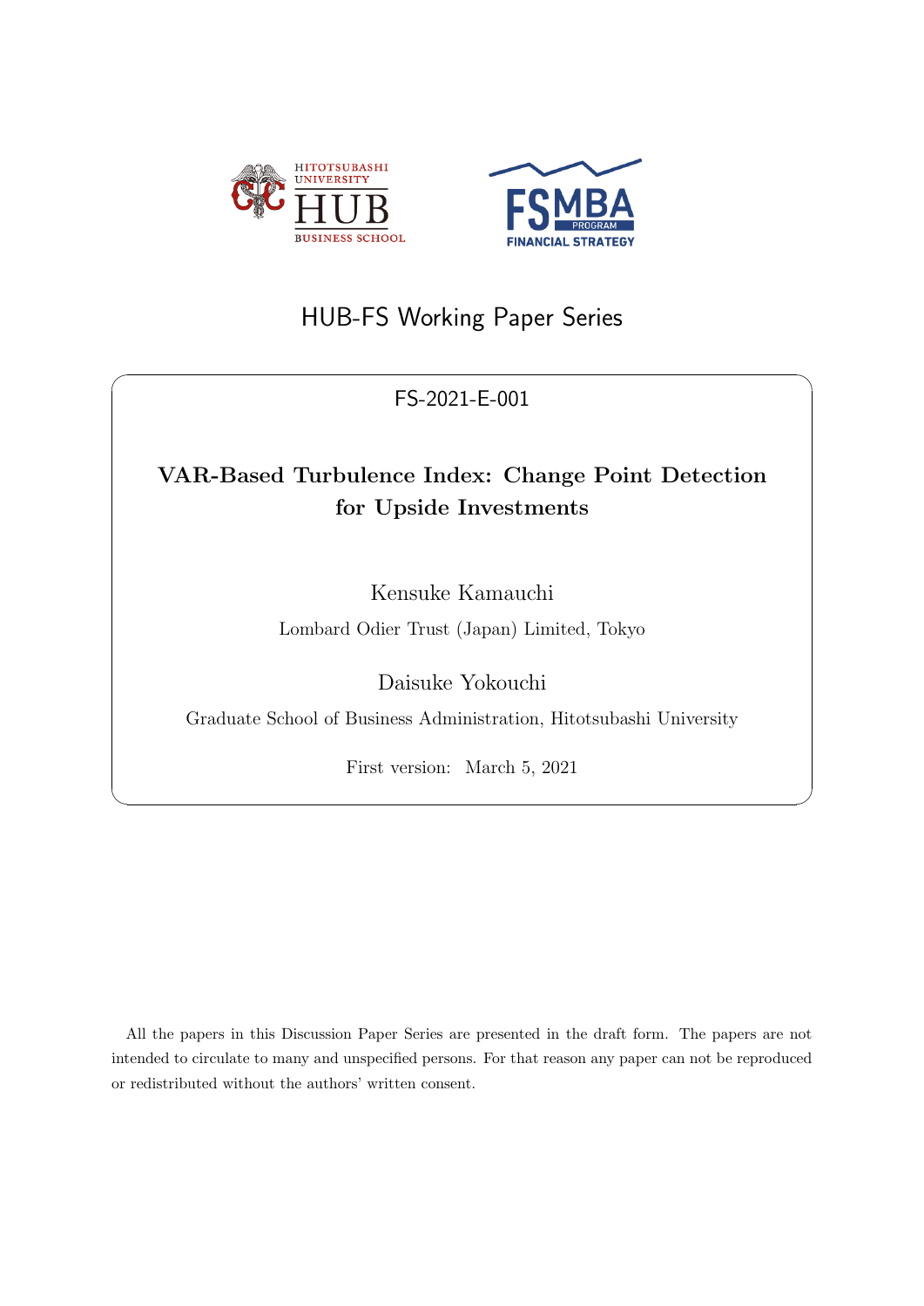HUB-FS Working Paper Series

FS-2021-E-001

# VAR-Based Turbulence Index: Change Point Detection for Upside Investments

Kensuke Kamauchi

Lombard Odier Trust (Japan) Limited, Tokyo

Daisuke Yokouchi

Graduate School of Business Administration, Hitotsubashi University

First version: March 5, 2021

All the papers in this Discussion Paper Series are presented in the draft form. The papers are not intended to circulate to many and unspecified persons. For that reason any paper can not be reproduced or redistributed without the authors' written consent.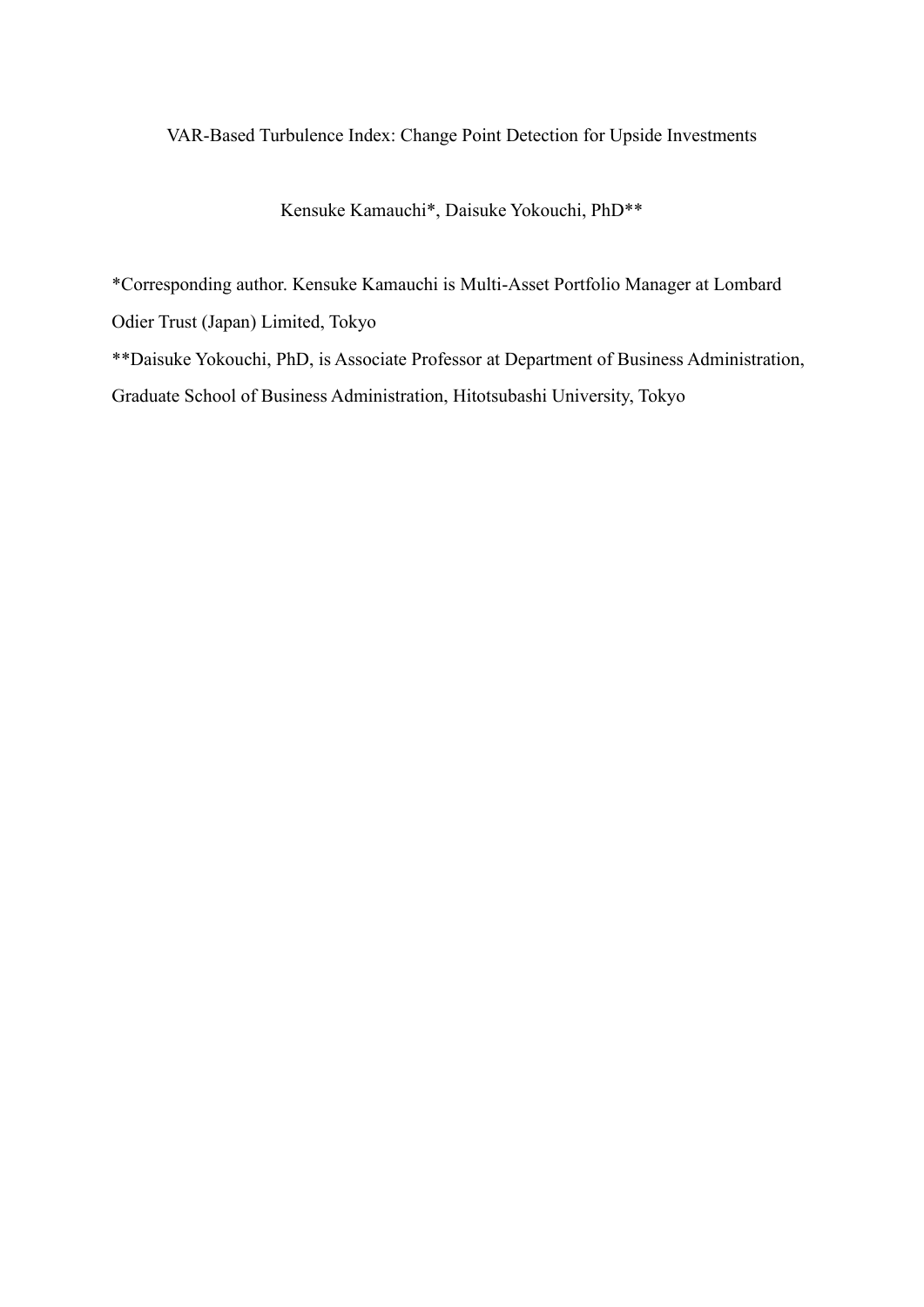# VAR-Based Turbulence Index: Change Point Detection for Upside Investments

Kensuke Kamauchi*, Daisuke Yokouchi, PhD**

*Corresponding author. Kensuke Kamauchi is Multi-Asset Portfolio Manager at Lombard Odier Trust (Japan) Limited, Tokyo

**Daisuke Yokouchi, PhD, is Associate Professor at Department of Business Administration, Graduate School of Business Administration, Hitotsubashi University, Tokyo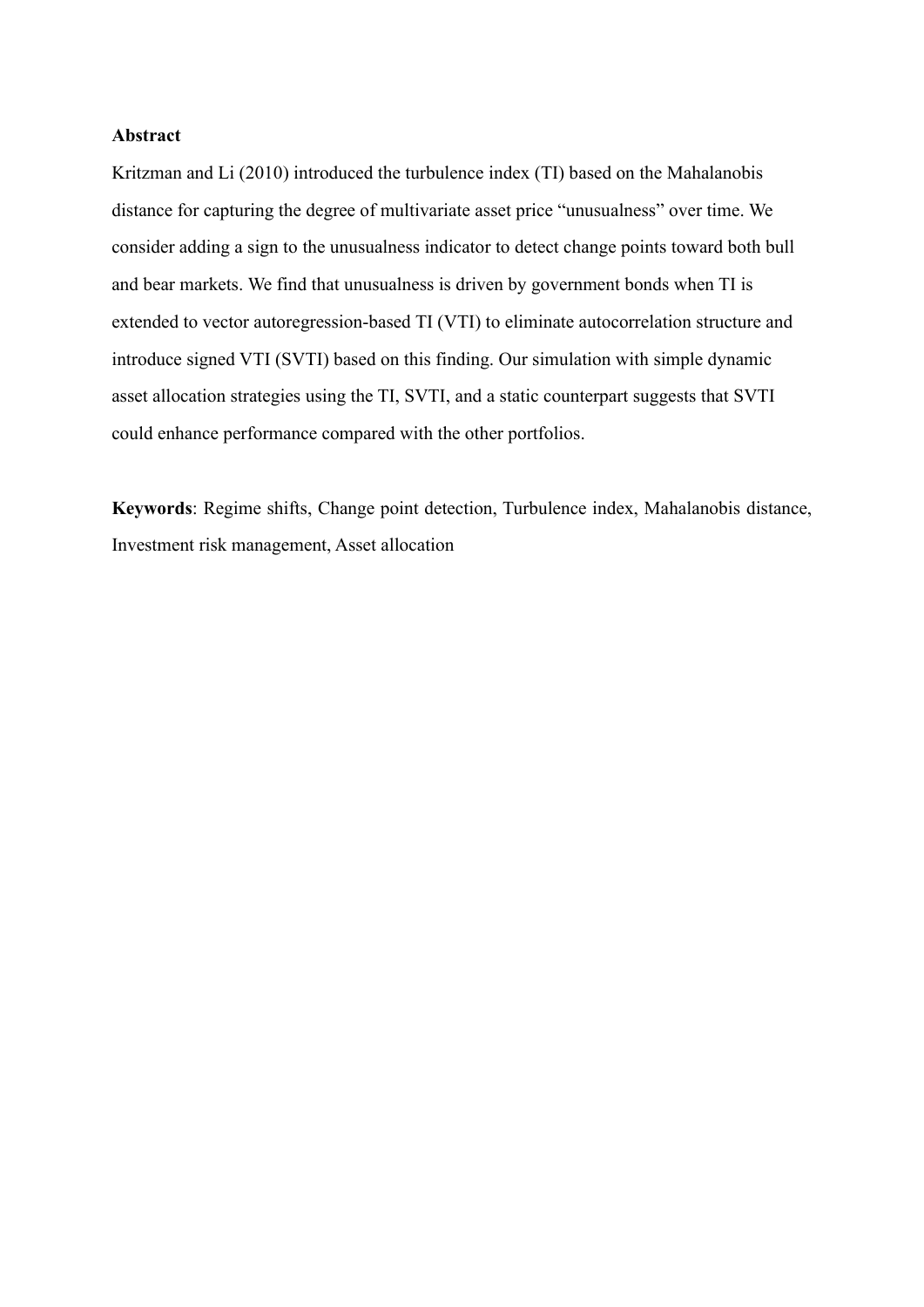**Abstract**

Kritzman and Li (2010) introduced the turbulence index (TI) based on the Mahalanobis distance for capturing the degree of multivariate asset price "unusualness" over time. We consider adding a sign to the unusualness indicator to detect change points toward both bull and bear markets. We find that unusualness is driven by government bonds when TI is extended to vector autoregression-based TI (VTI) to eliminate autocorrelation structure and introduce signed VTI (SVTI) based on this finding. Our simulation with simple dynamic asset allocation strategies using the TI, SVTI, and a static counterpart suggests that SVTI could enhance performance compared with the other portfolios.

**Keywords**: Regime shifts, Change point detection, Turbulence index, Mahalanobis distance, Investment risk management, Asset allocation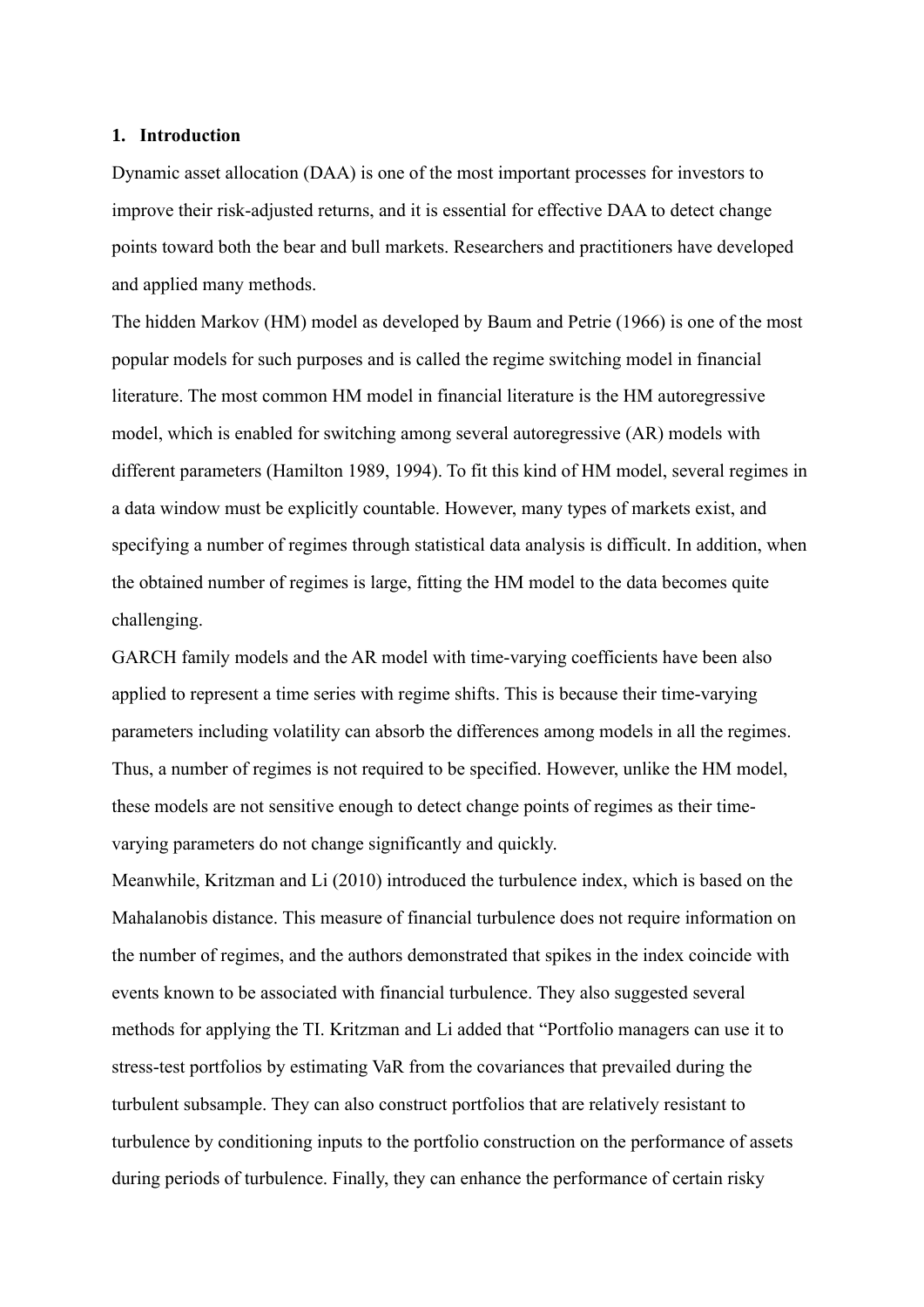## 1. Introduction

Dynamic asset allocation (DAA) is one of the most important processes for investors to improve their risk-adjusted returns, and it is essential for effective DAA to detect change points toward both the bear and bull markets. Researchers and practitioners have developed and applied many methods.

The hidden Markov (HM) model as developed by Baum and Petrie (1966) is one of the most popular models for such purposes and is called the regime switching model in financial literature. The most common HM model in financial literature is the HM autoregressive model, which is enabled for switching among several autoregressive (AR) models with different parameters (Hamilton 1989, 1994). To fit this kind of HM model, several regimes in a data window must be explicitly countable. However, many types of markets exist, and specifying a number of regimes through statistical data analysis is difficult. In addition, when the obtained number of regimes is large, fitting the HM model to the data becomes quite challenging.

GARCH family models and the AR model with time-varying coefficients have been also applied to represent a time series with regime shifts. This is because their time-varying parameters including volatility can absorb the differences among models in all the regimes. Thus, a number of regimes is not required to be specified. However, unlike the HM model, these models are not sensitive enough to detect change points of regimes as their time-varying parameters do not change significantly and quickly.

Meanwhile, Kritzman and Li (2010) introduced the turbulence index, which is based on the Mahalanobis distance. This measure of financial turbulence does not require information on the number of regimes, and the authors demonstrated that spikes in the index coincide with events known to be associated with financial turbulence. They also suggested several methods for applying the TI. Kritzman and Li added that "Portfolio managers can use it to stress-test portfolios by estimating VaR from the covariances that prevailed during the turbulent subsample. They can also construct portfolios that are relatively resistant to turbulence by conditioning inputs to the portfolio construction on the performance of assets during periods of turbulence. Finally, they can enhance the performance of certain risky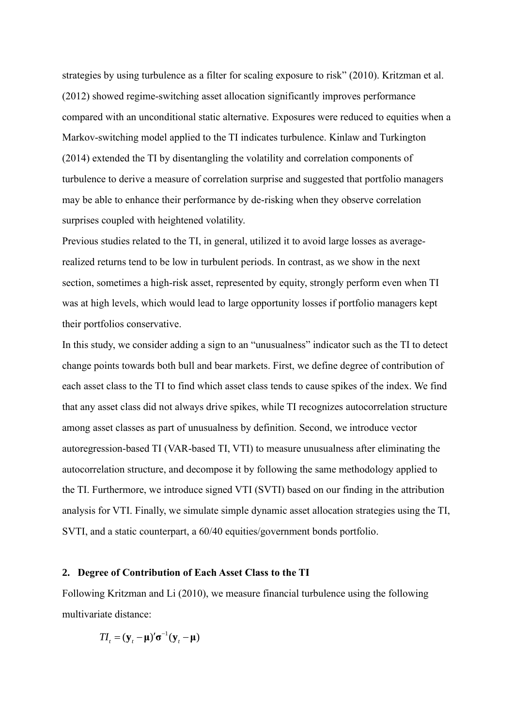strategies by using turbulence as a filter for scaling exposure to risk" (2010). Kritzman et al. (2012) showed regime-switching asset allocation significantly improves performance compared with an unconditional static alternative. Exposures were reduced to equities when a Markov-switching model applied to the TI indicates turbulence. Kinlaw and Turkington (2014) extended the TI by disentangling the volatility and correlation components of turbulence to derive a measure of correlation surprise and suggested that portfolio managers may be able to enhance their performance by de-risking when they observe correlation surprises coupled with heightened volatility.

Previous studies related to the TI, in general, utilized it to avoid large losses as average-realized returns tend to be low in turbulent periods. In contrast, as we show in the next section, sometimes a high-risk asset, represented by equity, strongly perform even when TI was at high levels, which would lead to large opportunity losses if portfolio managers kept their portfolios conservative.

In this study, we consider adding a sign to an "unusualness" indicator such as the TI to detect change points towards both bull and bear markets. First, we define degree of contribution of each asset class to the TI to find which asset class tends to cause spikes of the index. We find that any asset class did not always drive spikes, while TI recognizes autocorrelation structure among asset classes as part of unusualness by definition. Second, we introduce vector autoregression-based TI (VAR-based TI, VTI) to measure unusualness after eliminating the autocorrelation structure, and decompose it by following the same methodology applied to the TI. Furthermore, we introduce signed VTI (SVTI) based on our finding in the attribution analysis for VTI. Finally, we simulate simple dynamic asset allocation strategies using the TI, SVTI, and a static counterpart, a 60/40 equities/government bonds portfolio.

## 2. Degree of Contribution of Each Asset Class to the TI

Following Kritzman and Li (2010), we measure financial turbulence using the following multivariate distance:

$$TI_t = (\mathbf{y}_t - \boldsymbol{\mu})' \boldsymbol{\sigma}^{-1} (\mathbf{y}_t - \boldsymbol{\mu})$$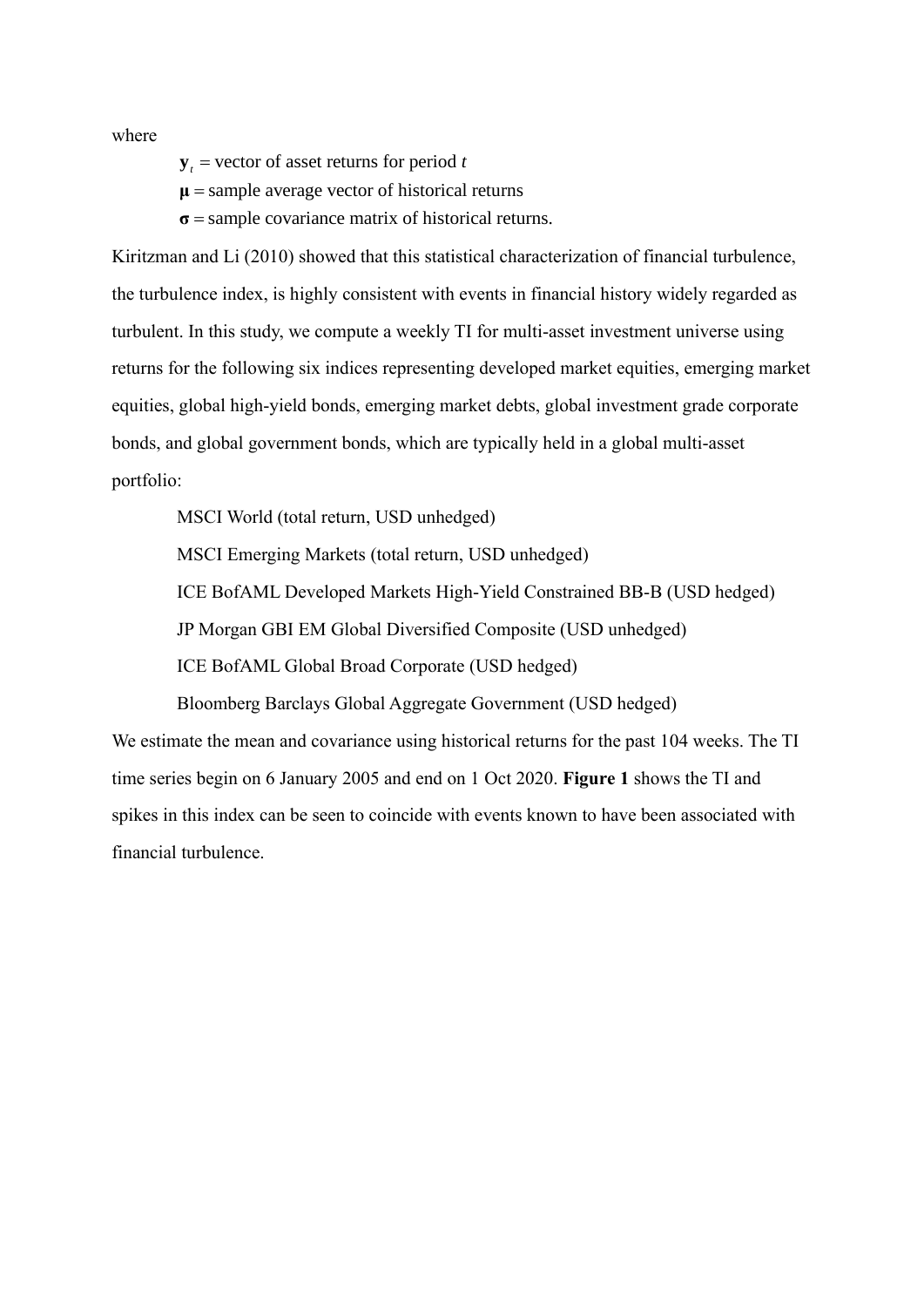where

$\mathbf{y}_t$ = vector of asset returns for period $t$

$\boldsymbol{\mu}$ = sample average vector of historical returns

$\boldsymbol{\sigma}$ = sample covariance matrix of historical returns.

Kiritzman and Li (2010) showed that this statistical characterization of financial turbulence, the turbulence index, is highly consistent with events in financial history widely regarded as turbulent. In this study, we compute a weekly TI for multi-asset investment universe using returns for the following six indices representing developed market equities, emerging market equities, global high-yield bonds, emerging market debts, global investment grade corporate bonds, and global government bonds, which are typically held in a global multi-asset portfolio:

MSCI World (total return, USD unhedged)

MSCI Emerging Markets (total return, USD unhedged)

ICE BofAML Developed Markets High-Yield Constrained BB-B (USD hedged)

JP Morgan GBI EM Global Diversified Composite (USD unhedged)

ICE BofAML Global Broad Corporate (USD hedged)

Bloomberg Barclays Global Aggregate Government (USD hedged)

We estimate the mean and covariance using historical returns for the past 104 weeks. The TI time series begin on 6 January 2005 and end on 1 Oct 2020. **Figure 1** shows the TI and spikes in this index can be seen to coincide with events known to have been associated with financial turbulence.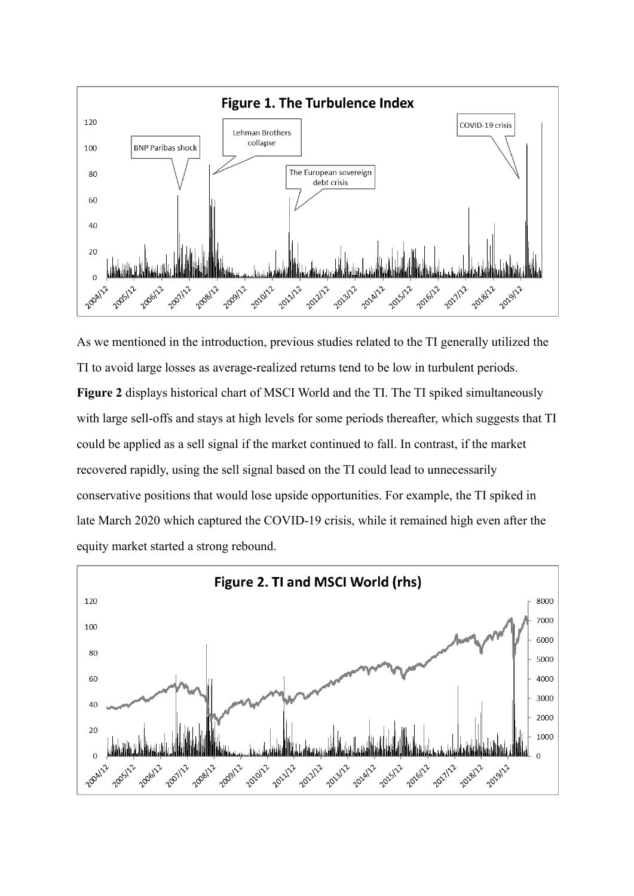**Figure 1. The Turbulence Index**

As we mentioned in the introduction, previous studies related to the TI generally utilized the TI to avoid large losses as average-realized returns tend to be low in turbulent periods. **Figure 2** displays historical chart of MSCI World and the TI. The TI spiked simultaneously with large sell-offs and stays at high levels for some periods thereafter, which suggests that TI could be applied as a sell signal if the market continued to fall. In contrast, if the market recovered rapidly, using the sell signal based on the TI could lead to unnecessarily conservative positions that would lose upside opportunities. For example, the TI spiked in late March 2020 which captured the COVID-19 crisis, while it remained high even after the equity market started a strong rebound.

**Figure 2. TI and MSCI World (rhs)**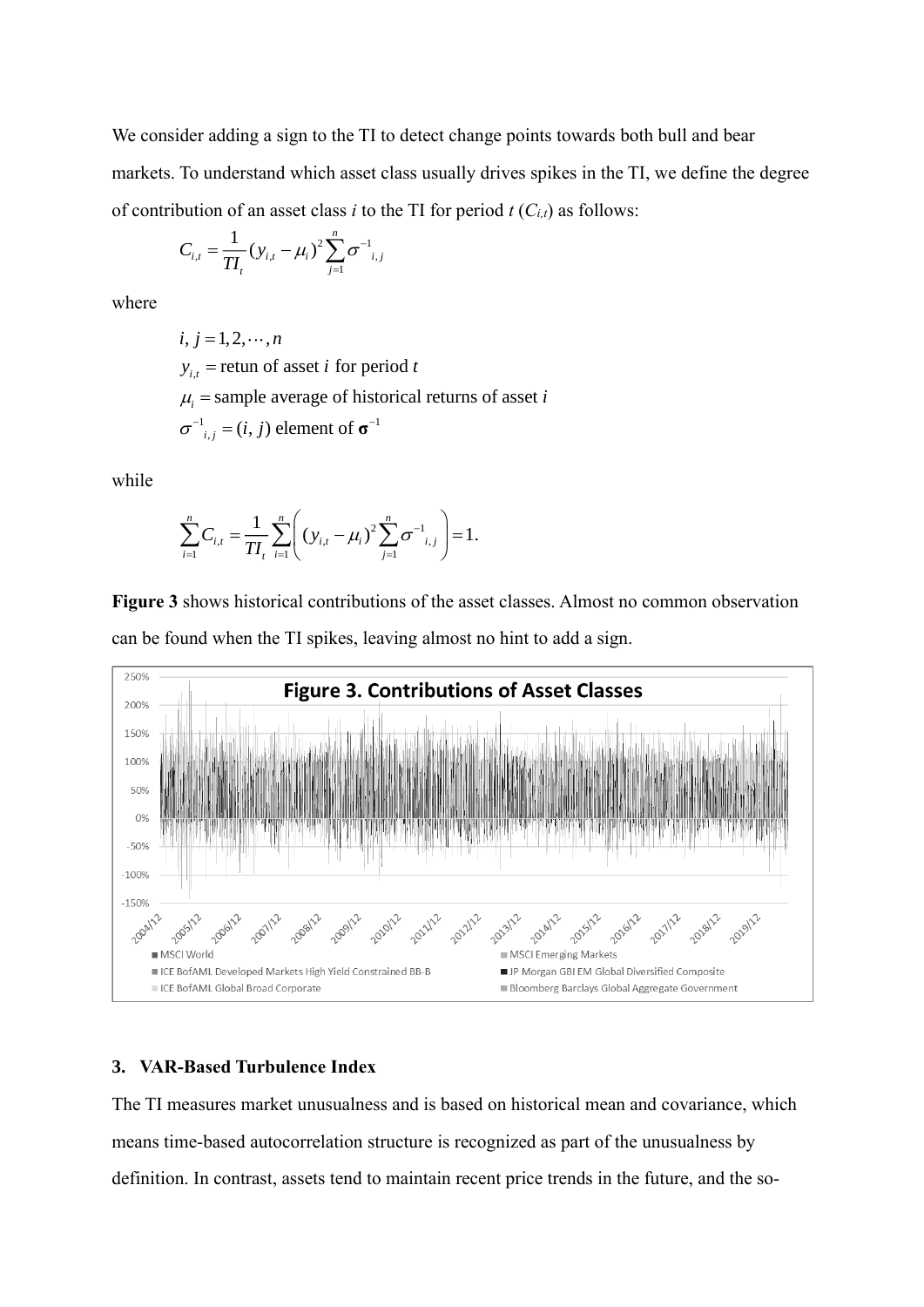We consider adding a sign to the TI to detect change points towards both bull and bear markets. To understand which asset class usually drives spikes in the TI, we define the degree of contribution of an asset class *i* to the TI for period *t* ($C_{i,t}$) as follows:

$$C_{i,t} = \frac{1}{TI_t}(y_{i,t} - \mu_i)^2 \sum_{j=1}^{n} \sigma^{-1}{}_{i,j}$$

where

$$i, j = 1, 2, \cdots, n$$
$$y_{i,t} = \text{retun of asset } i \text{ for period } t$$
$$\mu_i = \text{sample average of historical returns of asset } i$$
$$\sigma^{-1}{}_{i,j} = (i, j) \text{ element of } \boldsymbol{\sigma}^{-1}$$

while

$$\sum_{i=1}^{n} C_{i,t} = \frac{1}{TI_t} \sum_{i=1}^{n} \left( (y_{i,t} - \mu_i)^2 \sum_{j=1}^{n} \sigma^{-1}{}_{i,j} \right) = 1.$$

**Figure 3** shows historical contributions of the asset classes. Almost no common observation can be found when the TI spikes, leaving almost no hint to add a sign.

**Figure 3. Contributions of Asset Classes**

## 3. VAR-Based Turbulence Index

The TI measures market unusualness and is based on historical mean and covariance, which means time-based autocorrelation structure is recognized as part of the unusualness by definition. In contrast, assets tend to maintain recent price trends in the future, and the so-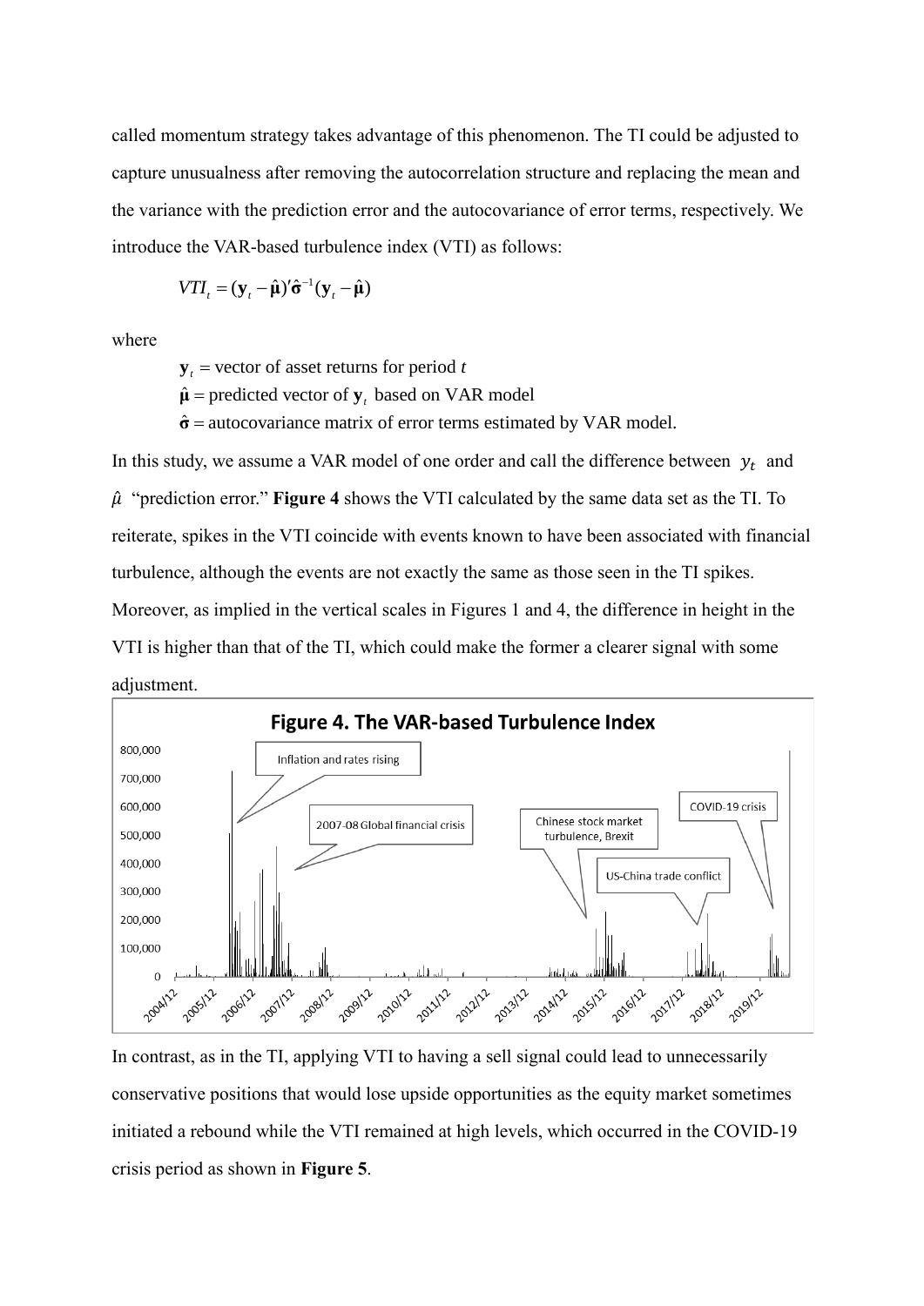called momentum strategy takes advantage of this phenomenon. The TI could be adjusted to capture unusualness after removing the autocorrelation structure and replacing the mean and the variance with the prediction error and the autocovariance of error terms, respectively. We introduce the VAR-based turbulence index (VTI) as follows:

$$VTI_t = (\mathbf{y}_t - \hat{\boldsymbol{\mu}})' \hat{\boldsymbol{\sigma}}^{-1} (\mathbf{y}_t - \hat{\boldsymbol{\mu}})$$

where

$\mathbf{y}_t$ = vector of asset returns for period $t$

$\hat{\boldsymbol{\mu}}$ = predicted vector of $\mathbf{y}_t$ based on VAR model

$\hat{\boldsymbol{\sigma}}$ = autocovariance matrix of error terms estimated by VAR model.

In this study, we assume a VAR model of one order and call the difference between $y_t$ and $\hat{\mu}$ "prediction error." **Figure 4** shows the VTI calculated by the same data set as the TI. To reiterate, spikes in the VTI coincide with events known to have been associated with financial turbulence, although the events are not exactly the same as those seen in the TI spikes. Moreover, as implied in the vertical scales in Figures 1 and 4, the difference in height in the VTI is higher than that of the TI, which could make the former a clearer signal with some adjustment.

**Figure 4. The VAR-based Turbulence Index**

In contrast, as in the TI, applying VTI to having a sell signal could lead to unnecessarily conservative positions that would lose upside opportunities as the equity market sometimes initiated a rebound while the VTI remained at high levels, which occurred in the COVID-19 crisis period as shown in **Figure 5**.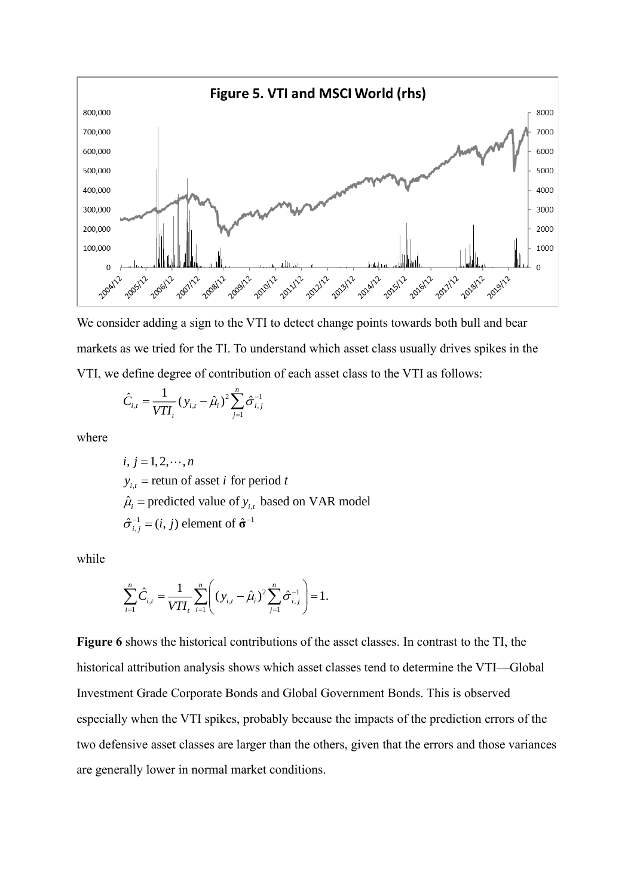**Figure 5. VTI and MSCI World (rhs)**

We consider adding a sign to the VTI to detect change points towards both bull and bear markets as we tried for the TI. To understand which asset class usually drives spikes in the VTI, we define degree of contribution of each asset class to the VTI as follows:

$$\hat{C}_{i,t} = \frac{1}{VTI_t}(y_{i,t} - \hat{\mu}_i)^2 \sum_{j=1}^{n} \hat{\sigma}_{i,j}^{-1}$$

where

$i, j = 1, 2, \cdots, n$

$y_{i,t}$ = retun of asset $i$ for period $t$

$\hat{\mu}_i$ = predicted value of $y_{i,t}$ based on VAR model

$\hat{\sigma}_{i,j}^{-1} = (i, j)$ element of $\hat{\boldsymbol{\sigma}}^{-1}$

while

$$\sum_{i=1}^{n} \hat{C}_{i,t} = \frac{1}{VTI_t} \sum_{i=1}^{n} \left( (y_{i,t} - \hat{\mu}_i)^2 \sum_{j=1}^{n} \hat{\sigma}_{i,j}^{-1} \right) = 1.$$

**Figure 6** shows the historical contributions of the asset classes. In contrast to the TI, the historical attribution analysis shows which asset classes tend to determine the VTI—Global Investment Grade Corporate Bonds and Global Government Bonds. This is observed especially when the VTI spikes, probably because the impacts of the prediction errors of the two defensive asset classes are larger than the others, given that the errors and those variances are generally lower in normal market conditions.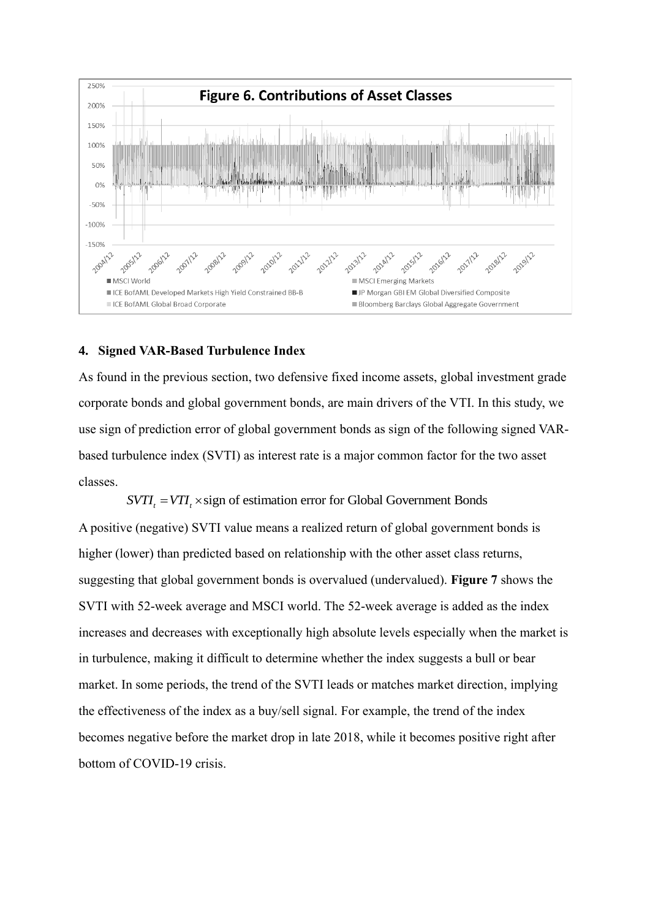**Figure 6. Contributions of Asset Classes**

## 4. Signed VAR-Based Turbulence Index

As found in the previous section, two defensive fixed income assets, global investment grade corporate bonds and global government bonds, are main drivers of the VTI. In this study, we use sign of prediction error of global government bonds as sign of the following signed VAR-based turbulence index (SVTI) as interest rate is a major common factor for the two asset classes.

$$SVTI_t = VTI_t \times \text{sign of estimation error for Global Government Bonds}$$

A positive (negative) SVTI value means a realized return of global government bonds is higher (lower) than predicted based on relationship with the other asset class returns, suggesting that global government bonds is overvalued (undervalued). **Figure 7** shows the SVTI with 52-week average and MSCI world. The 52-week average is added as the index increases and decreases with exceptionally high absolute levels especially when the market is in turbulence, making it difficult to determine whether the index suggests a bull or bear market. In some periods, the trend of the SVTI leads or matches market direction, implying the effectiveness of the index as a buy/sell signal. For example, the trend of the index becomes negative before the market drop in late 2018, while it becomes positive right after bottom of COVID-19 crisis.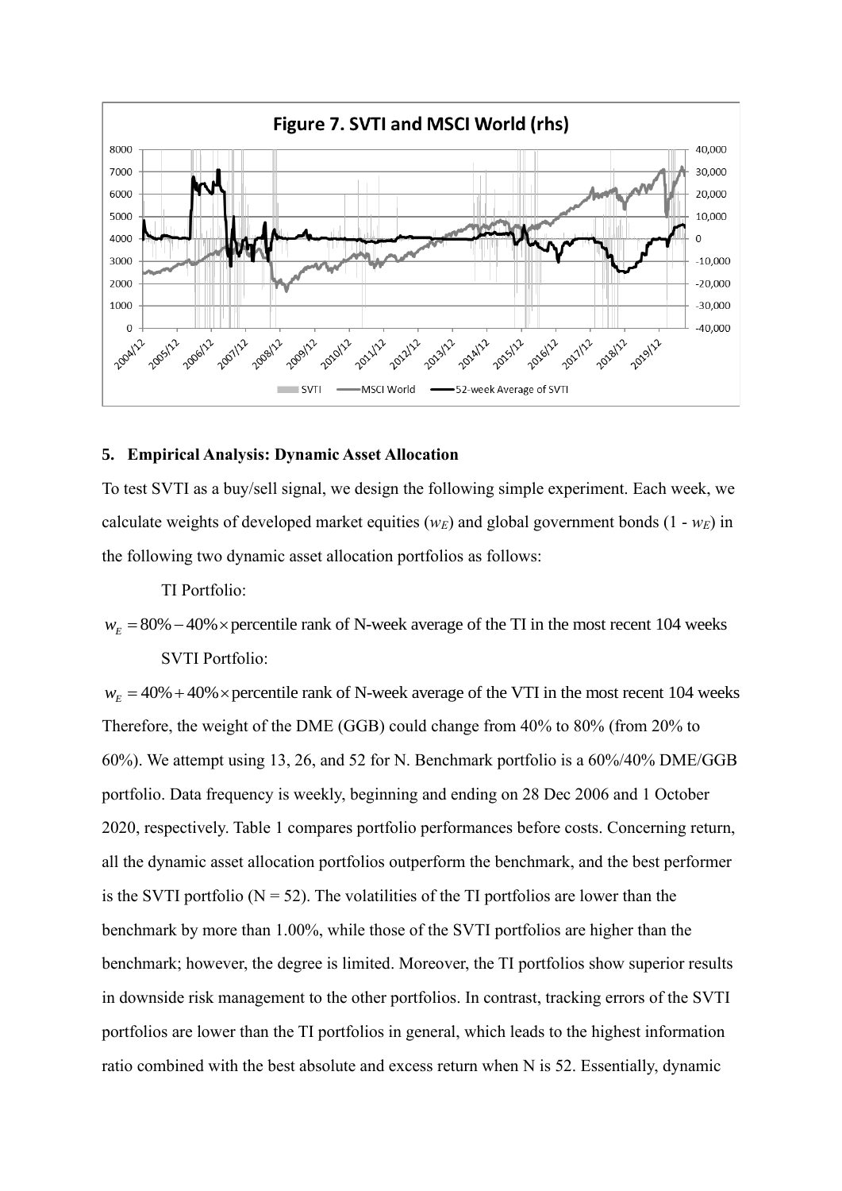Figure 7. SVTI and MSCI World (rhs)

## 5. Empirical Analysis: Dynamic Asset Allocation

To test SVTI as a buy/sell signal, we design the following simple experiment. Each week, we calculate weights of developed market equities ($w_E$) and global government bonds ($1 - w_E$) in the following two dynamic asset allocation portfolios as follows:

TI Portfolio:

$$w_E = 80\% - 40\% \times \text{percentile rank of N-week average of the TI in the most recent 104 weeks}$$

SVTI Portfolio:

$$w_E = 40\% + 40\% \times \text{percentile rank of N-week average of the VTI in the most recent 104 weeks}$$

Therefore, the weight of the DME (GGB) could change from 40% to 80% (from 20% to 60%). We attempt using 13, 26, and 52 for N. Benchmark portfolio is a 60%/40% DME/GGB portfolio. Data frequency is weekly, beginning and ending on 28 Dec 2006 and 1 October 2020, respectively. Table 1 compares portfolio performances before costs. Concerning return, all the dynamic asset allocation portfolios outperform the benchmark, and the best performer is the SVTI portfolio (N = 52). The volatilities of the TI portfolios are lower than the benchmark by more than 1.00%, while those of the SVTI portfolios are higher than the benchmark; however, the degree is limited. Moreover, the TI portfolios show superior results in downside risk management to the other portfolios. In contrast, tracking errors of the SVTI portfolios are lower than the TI portfolios in general, which leads to the highest information ratio combined with the best absolute and excess return when N is 52. Essentially, dynamic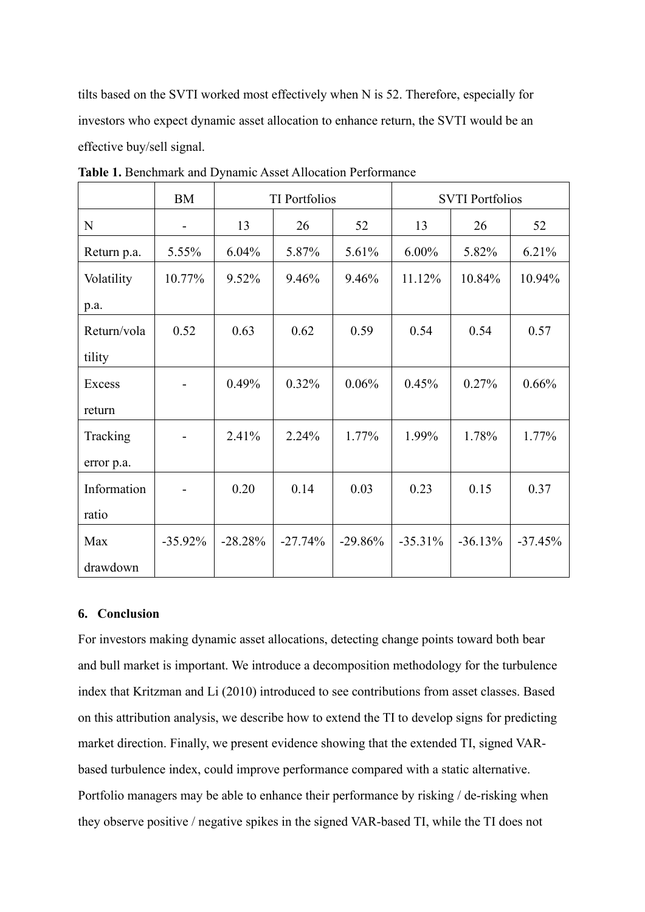tilts based on the SVTI worked most effectively when N is 52. Therefore, especially for investors who expect dynamic asset allocation to enhance return, the SVTI would be an effective buy/sell signal.

**Table 1.** Benchmark and Dynamic Asset Allocation Performance

| | BM | TI Portfolios | | | SVTI Portfolios | | |
|---|---|---|---|---|---|---|---|
| N | - | 13 | 26 | 52 | 13 | 26 | 52 |
| Return p.a. | 5.55% | 6.04% | 5.87% | 5.61% | 6.00% | 5.82% | 6.21% |
| Volatility p.a. | 10.77% | 9.52% | 9.46% | 9.46% | 11.12% | 10.84% | 10.94% |
| Return/volatility | 0.52 | 0.63 | 0.62 | 0.59 | 0.54 | 0.54 | 0.57 |
| Excess return | - | 0.49% | 0.32% | 0.06% | 0.45% | 0.27% | 0.66% |
| Tracking error p.a. | - | 2.41% | 2.24% | 1.77% | 1.99% | 1.78% | 1.77% |
| Information ratio | - | 0.20 | 0.14 | 0.03 | 0.23 | 0.15 | 0.37 |
| Max drawdown | -35.92% | -28.28% | -27.74% | -29.86% | -35.31% | -36.13% | -37.45% |

## 6. Conclusion

For investors making dynamic asset allocations, detecting change points toward both bear and bull market is important. We introduce a decomposition methodology for the turbulence index that Kritzman and Li (2010) introduced to see contributions from asset classes. Based on this attribution analysis, we describe how to extend the TI to develop signs for predicting market direction. Finally, we present evidence showing that the extended TI, signed VAR-based turbulence index, could improve performance compared with a static alternative. Portfolio managers may be able to enhance their performance by risking / de-risking when they observe positive / negative spikes in the signed VAR-based TI, while the TI does not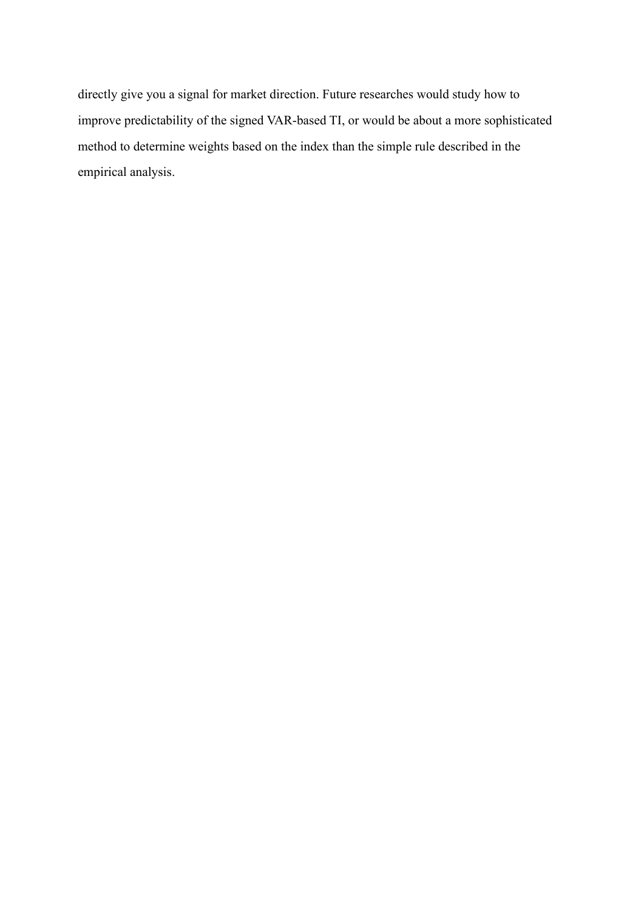directly give you a signal for market direction. Future researches would study how to improve predictability of the signed VAR-based TI, or would be about a more sophisticated method to determine weights based on the index than the simple rule described in the empirical analysis.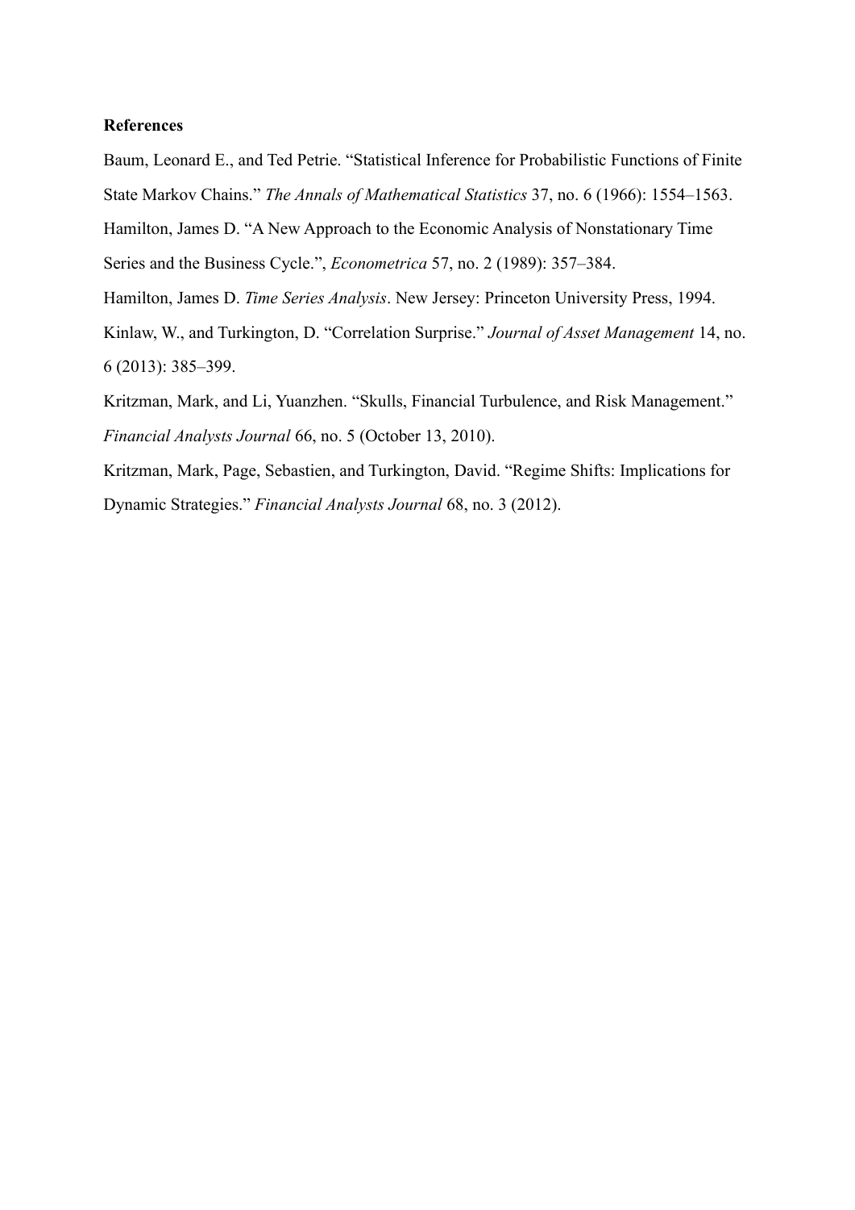**References**

Baum, Leonard E., and Ted Petrie. "Statistical Inference for Probabilistic Functions of Finite State Markov Chains." *The Annals of Mathematical Statistics* 37, no. 6 (1966): 1554–1563.

Hamilton, James D. "A New Approach to the Economic Analysis of Nonstationary Time Series and the Business Cycle.", *Econometrica* 57, no. 2 (1989): 357–384.

Hamilton, James D. *Time Series Analysis*. New Jersey: Princeton University Press, 1994.

Kinlaw, W., and Turkington, D. "Correlation Surprise." *Journal of Asset Management* 14, no. 6 (2013): 385–399.

Kritzman, Mark, and Li, Yuanzhen. "Skulls, Financial Turbulence, and Risk Management." *Financial Analysts Journal* 66, no. 5 (October 13, 2010).

Kritzman, Mark, Page, Sebastien, and Turkington, David. "Regime Shifts: Implications for Dynamic Strategies." *Financial Analysts Journal* 68, no. 3 (2012).